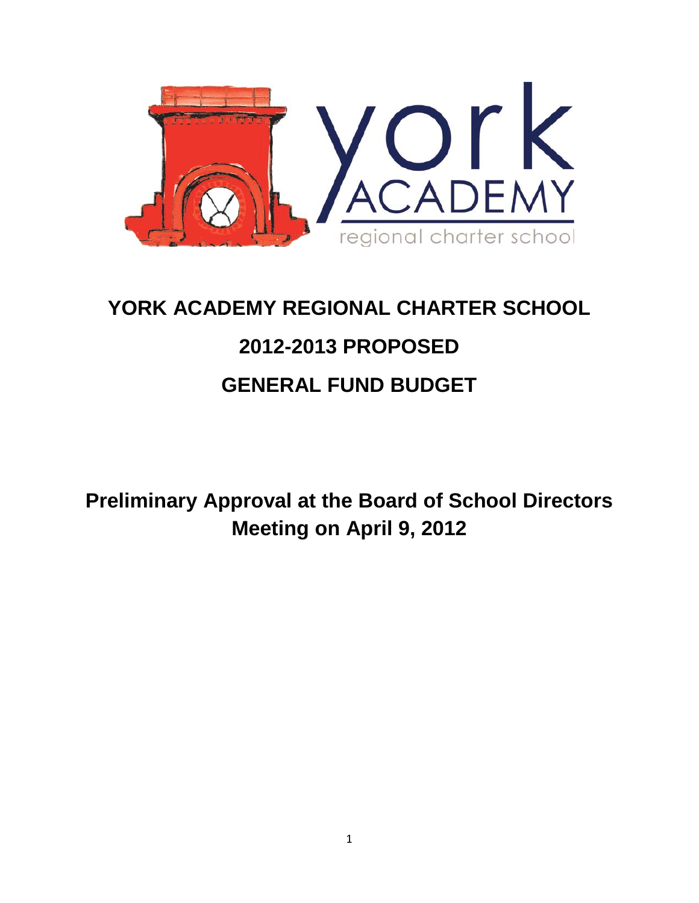# YORK ACADEMY REGIONAL CHARTER SCHOOL

## 2012-2013 PROPOSED

## GENERAL FUND BUDGET

**Preliminary Approval at the Board of School Directors Meeting on April 9, 2012**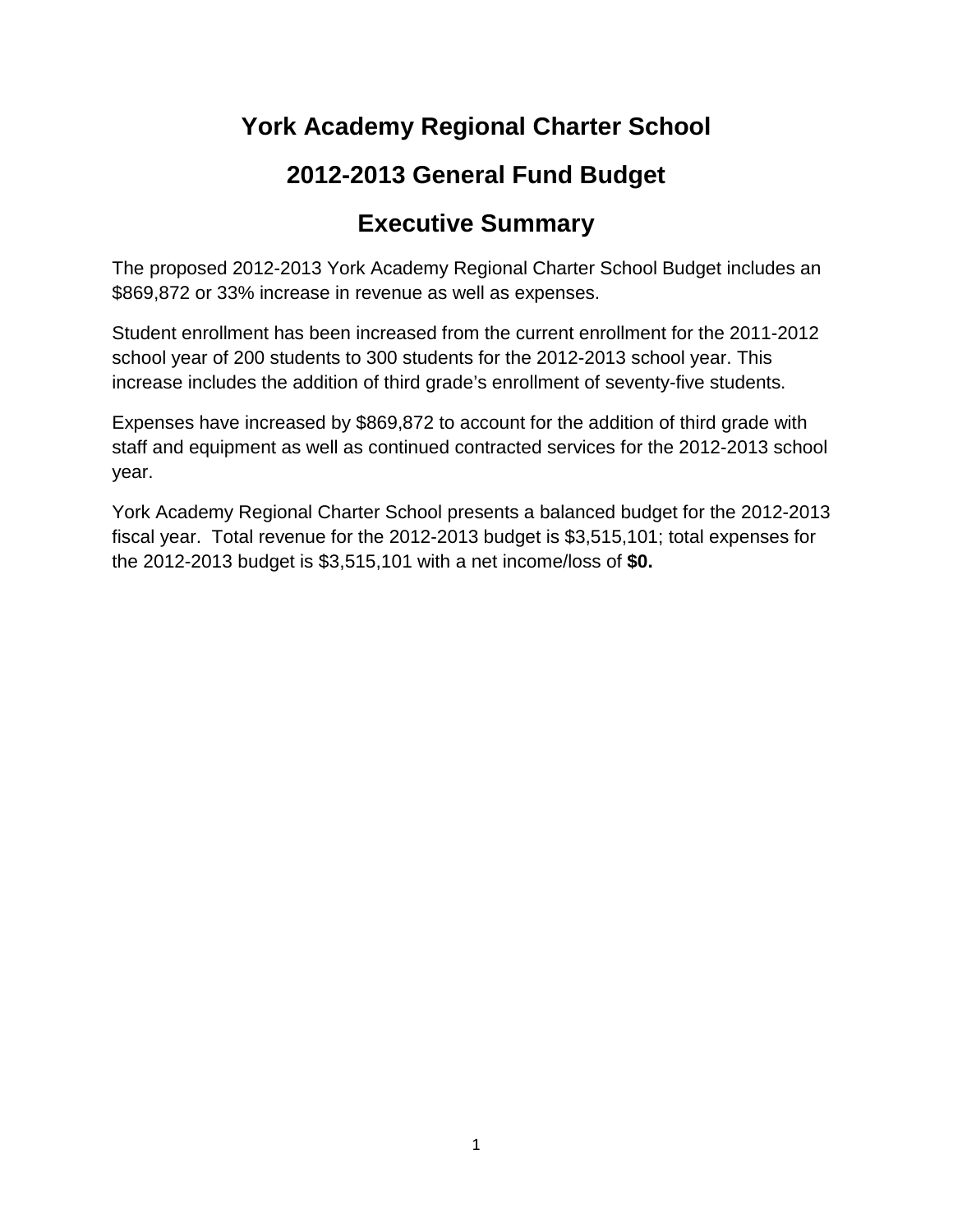# York Academy Regional Charter School

# 2012-2013 General Fund Budget

# Executive Summary

The proposed 2012-2013 York Academy Regional Charter School Budget includes an $869,872 or 33% increase in revenue as well as expenses.

Student enrollment has been increased from the current enrollment for the 2011-2012 school year of 200 students to 300 students for the 2012-2013 school year. This increase includes the addition of third grade's enrollment of seventy-five students.

Expenses have increased by $869,872 to account for the addition of third grade with staff and equipment as well as continued contracted services for the 2012-2013 school year.

York Academy Regional Charter School presents a balanced budget for the 2012-2013 fiscal year. Total revenue for the 2012-2013 budget is $3,515,101; total expenses for the 2012-2013 budget is $3,515,101 with a net income/loss of **$0.**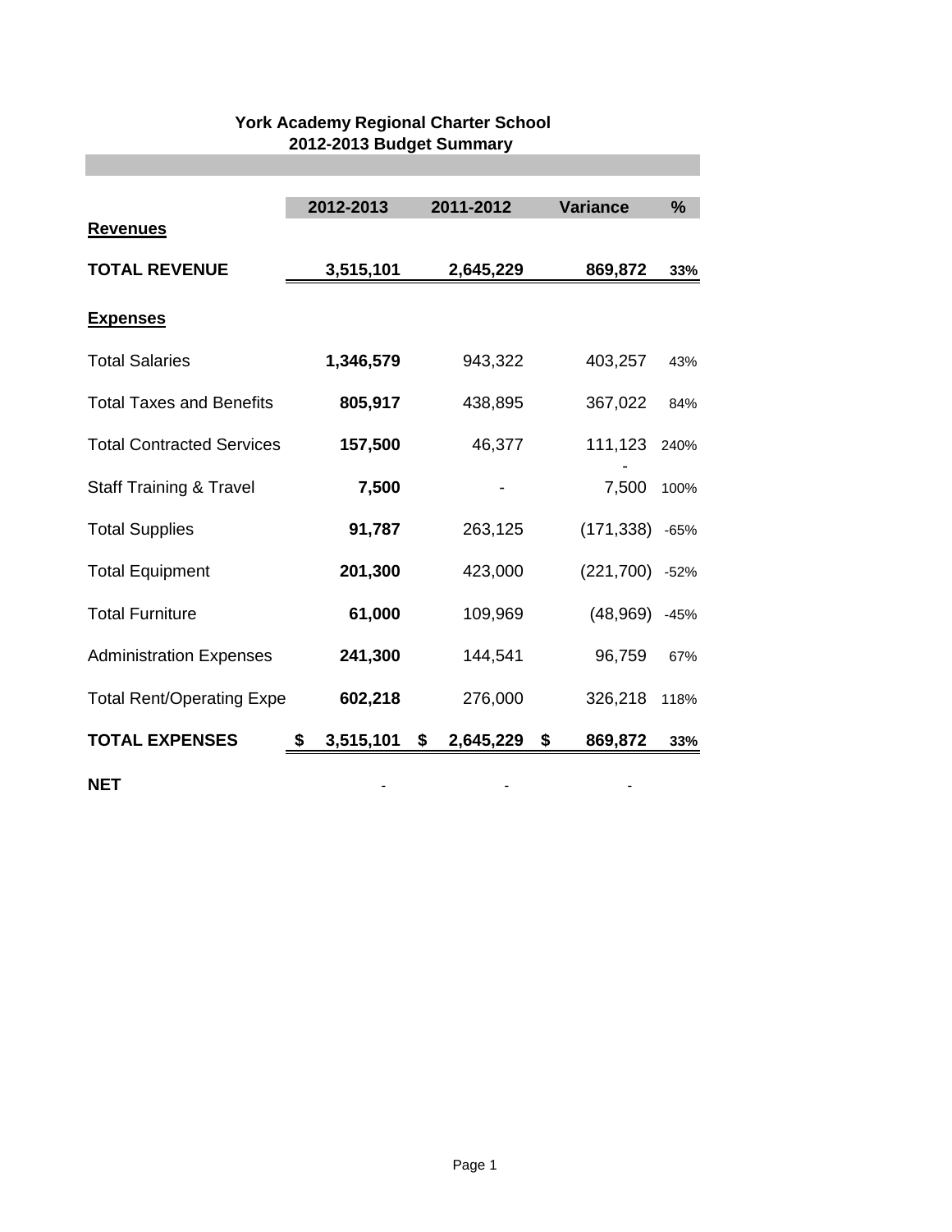**York Academy Regional Charter School**
**2012-2013 Budget Summary**

| | 2012-2013 | 2011-2012 | Variance | % |
|---|---|---|---|---|
| **Revenues** | | | | |
| **TOTAL REVENUE** | **3,515,101** | **2,645,229** | **869,872** | **33%** |
| **Expenses** | | | | |
| Total Salaries | **1,346,579** | 943,322 | 403,257 | 43% |
| Total Taxes and Benefits | **805,917** | 438,895 | 367,022 | 84% |
| Total Contracted Services | **157,500** | 46,377 | 111,123 | 240% |
| Staff Training & Travel | **7,500** | - | - 7,500 | 100% |
| Total Supplies | **91,787** | 263,125 | (171,338) | -65% |
| Total Equipment | **201,300** | 423,000 | (221,700) | -52% |
| Total Furniture | **61,000** | 109,969 | (48,969) | -45% |
| Administration Expenses | **241,300** | 144,541 | 96,759 | 67% |
| Total Rent/Operating Expe | **602,218** | 276,000 | 326,218 | 118% |
| **TOTAL EXPENSES** | **$ 3,515,101** | **$ 2,645,229** | **$ 869,872** | **33%** |
| **NET** | - | - | - | |